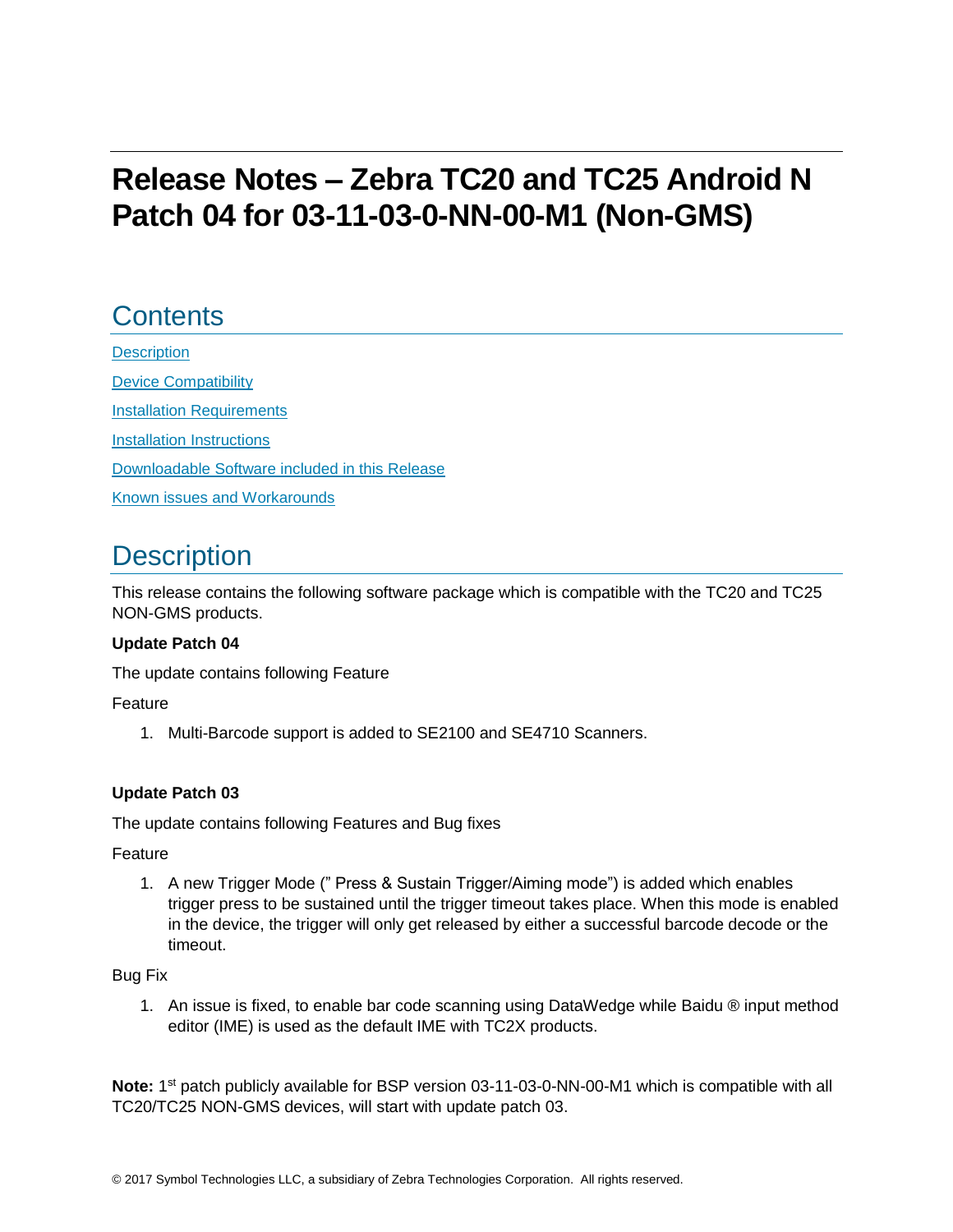# Release Notes – Zebra TC20 and TC25 Android N Patch 04 for 03-11-03-0-NN-00-M1 (Non-GMS)

## Contents

Description

Device Compatibility

Installation Requirements

Installation Instructions

Downloadable Software included in this Release

Known issues and Workarounds

## Description

This release contains the following software package which is compatible with the TC20 and TC25 NON-GMS products.

**Update Patch 04**

The update contains following Feature

Feature

1. Multi-Barcode support is added to SE2100 and SE4710 Scanners.

**Update Patch 03**

The update contains following Features and Bug fixes

Feature

1. A new Trigger Mode (" Press & Sustain Trigger/Aiming mode") is added which enables trigger press to be sustained until the trigger timeout takes place. When this mode is enabled in the device, the trigger will only get released by either a successful barcode decode or the timeout.

Bug Fix

1. An issue is fixed, to enable bar code scanning using DataWedge while Baidu ® input method editor (IME) is used as the default IME with TC2X products.

**Note:** 1st patch publicly available for BSP version 03-11-03-0-NN-00-M1 which is compatible with all TC20/TC25 NON-GMS devices, will start with update patch 03.

© 2017 Symbol Technologies LLC, a subsidiary of Zebra Technologies Corporation. All rights reserved.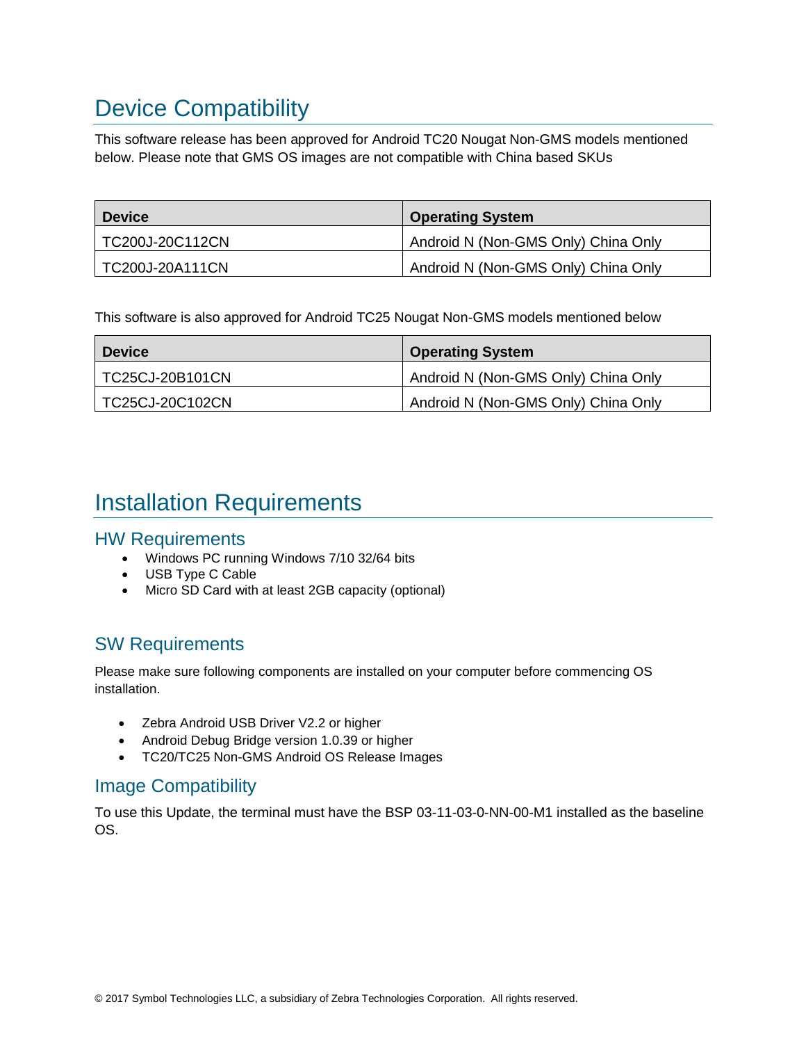# Device Compatibility

This software release has been approved for Android TC20 Nougat Non-GMS models mentioned below. Please note that GMS OS images are not compatible with China based SKUs

| Device | Operating System |
| --- | --- |
| TC200J-20C112CN | Android N (Non-GMS Only) China Only |
| TC200J-20A111CN | Android N (Non-GMS Only) China Only |

This software is also approved for Android TC25 Nougat Non-GMS models mentioned below

| Device | Operating System |
| --- | --- |
| TC25CJ-20B101CN | Android N (Non-GMS Only) China Only |
| TC25CJ-20C102CN | Android N (Non-GMS Only) China Only |

# Installation Requirements

## HW Requirements

- Windows PC running Windows 7/10 32/64 bits
- USB Type C Cable
- Micro SD Card with at least 2GB capacity (optional)

## SW Requirements

Please make sure following components are installed on your computer before commencing OS installation.

- Zebra Android USB Driver V2.2 or higher
- Android Debug Bridge version 1.0.39 or higher
- TC20/TC25 Non-GMS Android OS Release Images

## Image Compatibility

To use this Update, the terminal must have the BSP 03-11-03-0-NN-00-M1 installed as the baseline OS.

© 2017 Symbol Technologies LLC, a subsidiary of Zebra Technologies Corporation. All rights reserved.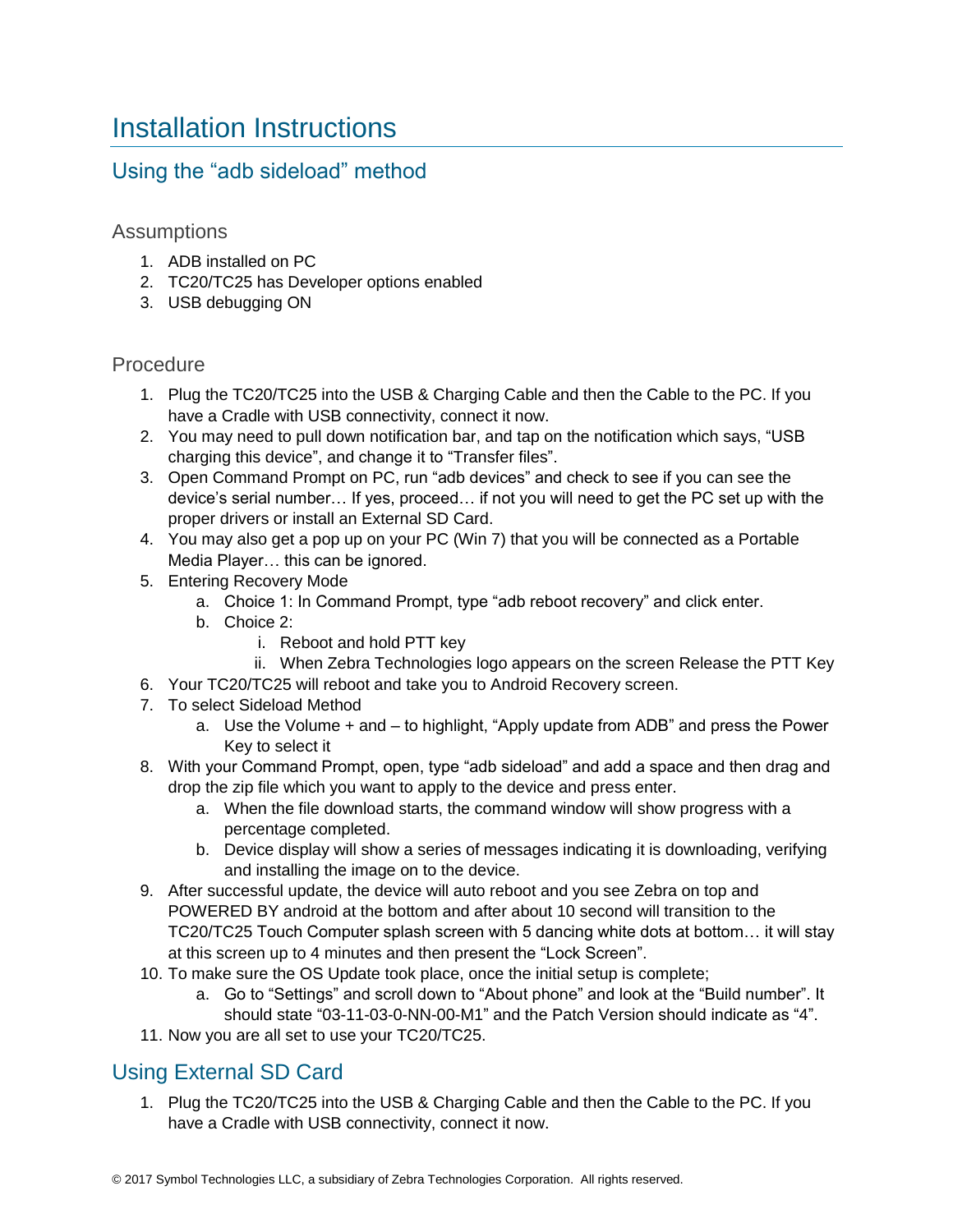# Installation Instructions

## Using the "adb sideload" method

### Assumptions

1. ADB installed on PC
2. TC20/TC25 has Developer options enabled
3. USB debugging ON

### Procedure

1. Plug the TC20/TC25 into the USB & Charging Cable and then the Cable to the PC. If you have a Cradle with USB connectivity, connect it now.
2. You may need to pull down notification bar, and tap on the notification which says, "USB charging this device", and change it to "Transfer files".
3. Open Command Prompt on PC, run "adb devices" and check to see if you can see the device's serial number… If yes, proceed… if not you will need to get the PC set up with the proper drivers or install an External SD Card.
4. You may also get a pop up on your PC (Win 7) that you will be connected as a Portable Media Player… this can be ignored.
5. Entering Recovery Mode
   a. Choice 1: In Command Prompt, type "adb reboot recovery" and click enter.
   b. Choice 2:
      i. Reboot and hold PTT key
      ii. When Zebra Technologies logo appears on the screen Release the PTT Key
6. Your TC20/TC25 will reboot and take you to Android Recovery screen.
7. To select Sideload Method
   a. Use the Volume + and – to highlight, "Apply update from ADB" and press the Power Key to select it
8. With your Command Prompt, open, type "adb sideload" and add a space and then drag and drop the zip file which you want to apply to the device and press enter.
   a. When the file download starts, the command window will show progress with a percentage completed.
   b. Device display will show a series of messages indicating it is downloading, verifying and installing the image on to the device.
9. After successful update, the device will auto reboot and you see Zebra on top and POWERED BY android at the bottom and after about 10 second will transition to the TC20/TC25 Touch Computer splash screen with 5 dancing white dots at bottom… it will stay at this screen up to 4 minutes and then present the "Lock Screen".
10. To make sure the OS Update took place, once the initial setup is complete;
    a. Go to "Settings" and scroll down to "About phone" and look at the "Build number". It should state "03-11-03-0-NN-00-M1" and the Patch Version should indicate as "4".
11. Now you are all set to use your TC20/TC25.

## Using External SD Card

1. Plug the TC20/TC25 into the USB & Charging Cable and then the Cable to the PC. If you have a Cradle with USB connectivity, connect it now.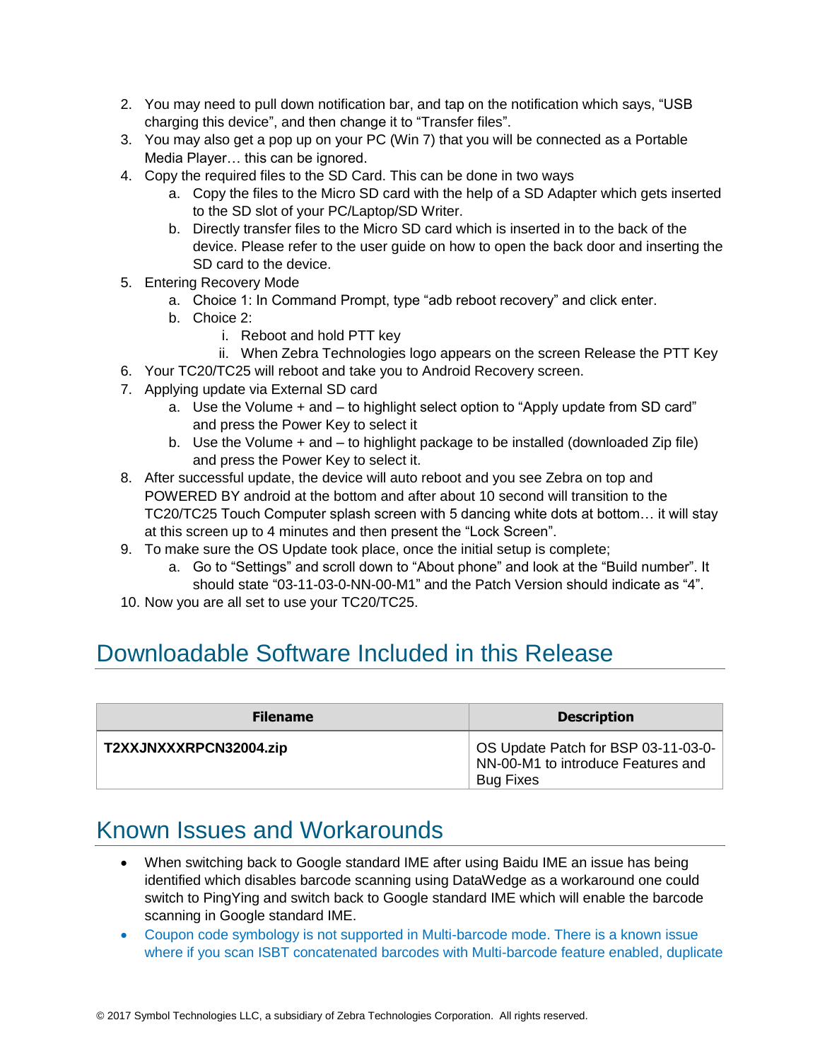2. You may need to pull down notification bar, and tap on the notification which says, “USB charging this device”, and then change it to “Transfer files”.
3. You may also get a pop up on your PC (Win 7) that you will be connected as a Portable Media Player… this can be ignored.
4. Copy the required files to the SD Card. This can be done in two ways
    a. Copy the files to the Micro SD card with the help of a SD Adapter which gets inserted to the SD slot of your PC/Laptop/SD Writer.
    b. Directly transfer files to the Micro SD card which is inserted in to the back of the device. Please refer to the user guide on how to open the back door and inserting the SD card to the device.
5. Entering Recovery Mode
    a. Choice 1: In Command Prompt, type “adb reboot recovery” and click enter.
    b. Choice 2:
        i. Reboot and hold PTT key
        ii. When Zebra Technologies logo appears on the screen Release the PTT Key
6. Your TC20/TC25 will reboot and take you to Android Recovery screen.
7. Applying update via External SD card
    a. Use the Volume + and – to highlight select option to “Apply update from SD card” and press the Power Key to select it
    b. Use the Volume + and – to highlight package to be installed (downloaded Zip file) and press the Power Key to select it.
8. After successful update, the device will auto reboot and you see Zebra on top and POWERED BY android at the bottom and after about 10 second will transition to the TC20/TC25 Touch Computer splash screen with 5 dancing white dots at bottom… it will stay at this screen up to 4 minutes and then present the “Lock Screen”.
9. To make sure the OS Update took place, once the initial setup is complete;
    a. Go to “Settings” and scroll down to “About phone” and look at the “Build number”. It should state “03-11-03-0-NN-00-M1” and the Patch Version should indicate as “4”.
10. Now you are all set to use your TC20/TC25.

## Downloadable Software Included in this Release

| Filename | Description |
|---|---|
| **T2XXJNXXXRPCN32004.zip** | OS Update Patch for BSP 03-11-03-0-NN-00-M1 to introduce Features and Bug Fixes |

## Known Issues and Workarounds

- When switching back to Google standard IME after using Baidu IME an issue has being identified which disables barcode scanning using DataWedge as a workaround one could switch to PingYing and switch back to Google standard IME which will enable the barcode scanning in Google standard IME.
- Coupon code symbology is not supported in Multi-barcode mode. There is a known issue where if you scan ISBT concatenated barcodes with Multi-barcode feature enabled, duplicate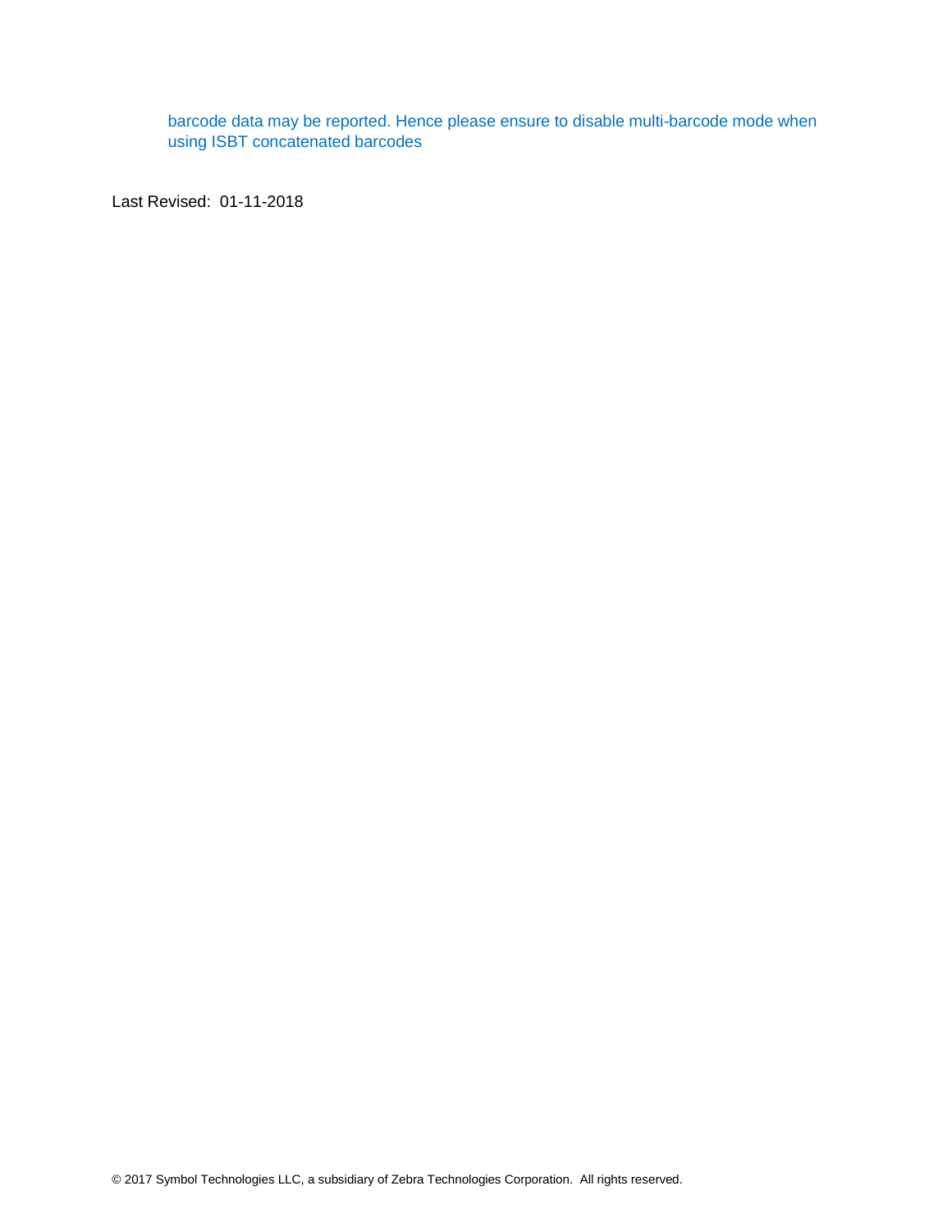barcode data may be reported. Hence please ensure to disable multi-barcode mode when using ISBT concatenated barcodes

Last Revised: 01-11-2018

© 2017 Symbol Technologies LLC, a subsidiary of Zebra Technologies Corporation. All rights reserved.